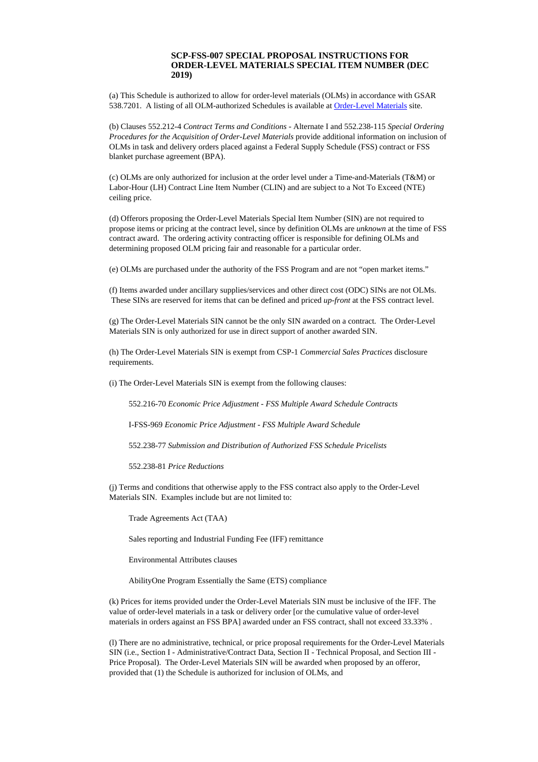## SCP-FSS-007 SPECIAL PROPOSAL INSTRUCTIONS FOR ORDER-LEVEL MATERIALS SPECIAL ITEM NUMBER (DEC 2019)

(a) This Schedule is authorized to allow for order-level materials (OLMs) in accordance with GSAR 538.7201. A listing of all OLM-authorized Schedules is available at [Order-Level Materials]() site.

(b) Clauses 552.212-4 *Contract Terms and Conditions* - Alternate I and 552.238-115 *Special Ordering Procedures for the Acquisition of Order-Level Materials* provide additional information on inclusion of OLMs in task and delivery orders placed against a Federal Supply Schedule (FSS) contract or FSS blanket purchase agreement (BPA).

(c) OLMs are only authorized for inclusion at the order level under a Time-and-Materials (T&M) or Labor-Hour (LH) Contract Line Item Number (CLIN) and are subject to a Not To Exceed (NTE) ceiling price.

(d) Offerors proposing the Order-Level Materials Special Item Number (SIN) are not required to propose items or pricing at the contract level, since by definition OLMs are *unknown* at the time of FSS contract award. The ordering activity contracting officer is responsible for defining OLMs and determining proposed OLM pricing fair and reasonable for a particular order.

(e) OLMs are purchased under the authority of the FSS Program and are not "open market items."

(f) Items awarded under ancillary supplies/services and other direct cost (ODC) SINs are not OLMs. These SINs are reserved for items that can be defined and priced *up-front* at the FSS contract level.

(g) The Order-Level Materials SIN cannot be the only SIN awarded on a contract. The Order-Level Materials SIN is only authorized for use in direct support of another awarded SIN.

(h) The Order-Level Materials SIN is exempt from CSP-1 *Commercial Sales Practices* disclosure requirements.

(i) The Order-Level Materials SIN is exempt from the following clauses:

552.216-70 *Economic Price Adjustment - FSS Multiple Award Schedule Contracts*

I-FSS-969 *Economic Price Adjustment - FSS Multiple Award Schedule*

552.238-77 *Submission and Distribution of Authorized FSS Schedule Pricelists*

552.238-81 *Price Reductions*

(j) Terms and conditions that otherwise apply to the FSS contract also apply to the Order-Level Materials SIN. Examples include but are not limited to:

Trade Agreements Act (TAA)

Sales reporting and Industrial Funding Fee (IFF) remittance

Environmental Attributes clauses

AbilityOne Program Essentially the Same (ETS) compliance

(k) Prices for items provided under the Order-Level Materials SIN must be inclusive of the IFF. The value of order-level materials in a task or delivery order [or the cumulative value of order-level materials in orders against an FSS BPA] awarded under an FSS contract, shall not exceed 33.33% .

(l) There are no administrative, technical, or price proposal requirements for the Order-Level Materials SIN (i.e., Section I - Administrative/Contract Data, Section II - Technical Proposal, and Section III - Price Proposal). The Order-Level Materials SIN will be awarded when proposed by an offeror, provided that (1) the Schedule is authorized for inclusion of OLMs, and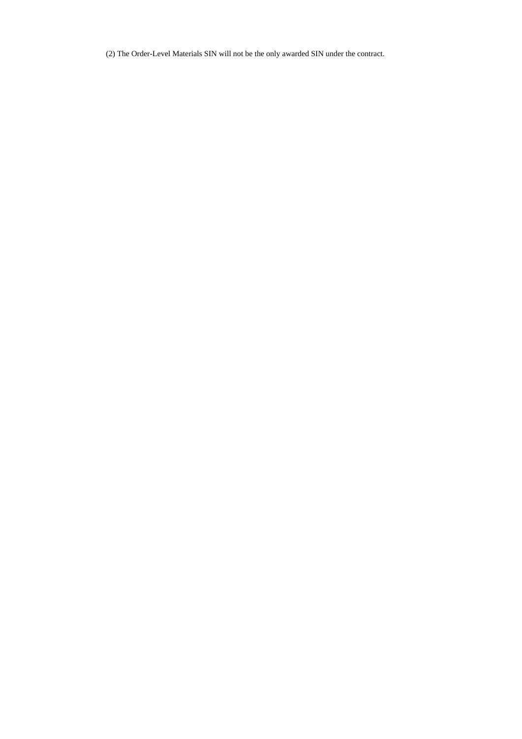(2) The Order-Level Materials SIN will not be the only awarded SIN under the contract.